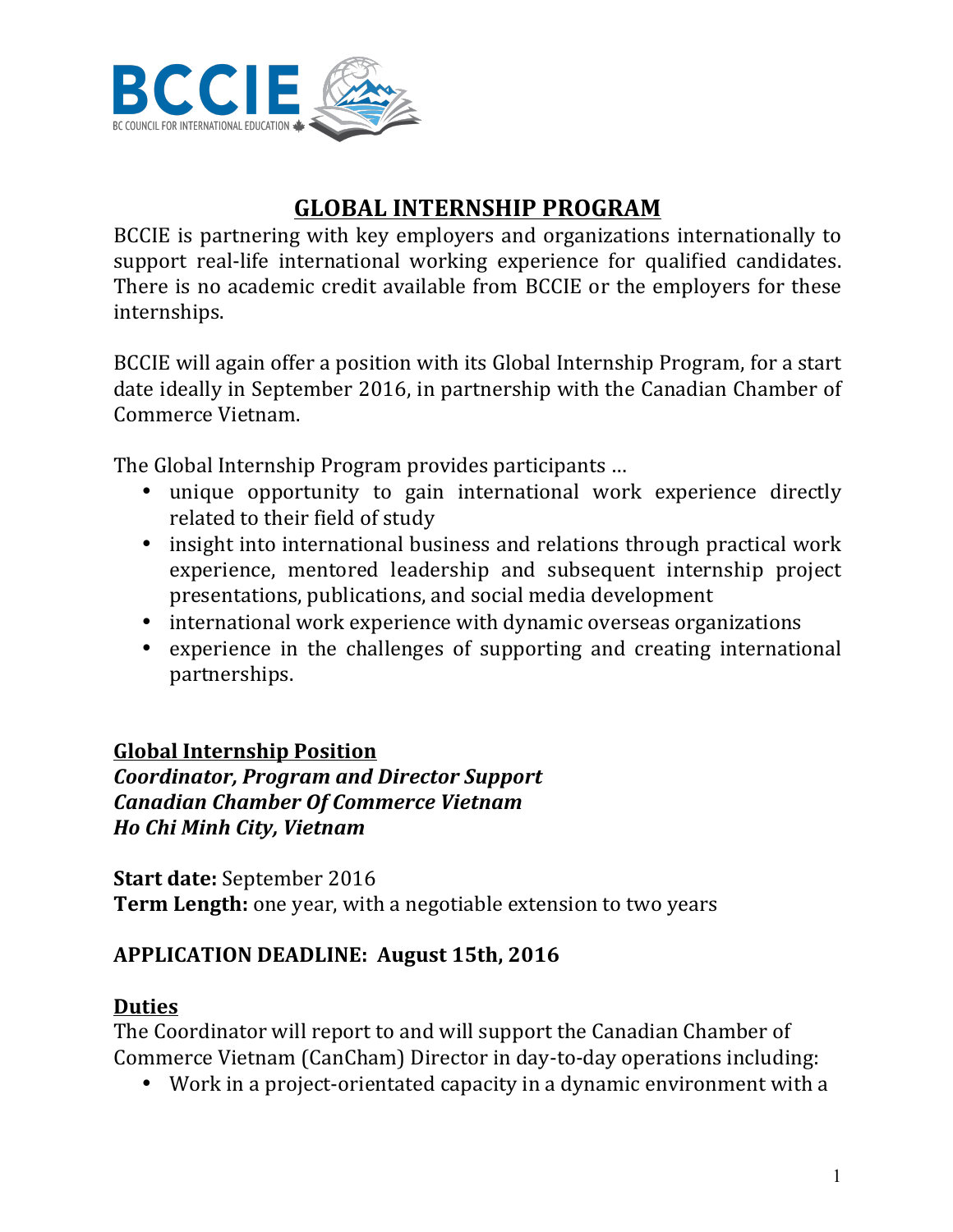# GLOBAL INTERNSHIP PROGRAM

BCCIE is partnering with key employers and organizations internationally to support real-life international working experience for qualified candidates. There is no academic credit available from BCCIE or the employers for these internships.

BCCIE will again offer a position with its Global Internship Program, for a start date ideally in September 2016, in partnership with the Canadian Chamber of Commerce Vietnam.

The Global Internship Program provides participants …

- unique opportunity to gain international work experience directly related to their field of study
- insight into international business and relations through practical work experience, mentored leadership and subsequent internship project presentations, publications, and social media development
- international work experience with dynamic overseas organizations
- experience in the challenges of supporting and creating international partnerships.

## Global Internship Position

***Coordinator, Program and Director Support***
***Canadian Chamber Of Commerce Vietnam***
***Ho Chi Minh City, Vietnam***

**Start date:** September 2016
**Term Length:** one year, with a negotiable extension to two years

**APPLICATION DEADLINE: August 15th, 2016**

## Duties

The Coordinator will report to and will support the Canadian Chamber of Commerce Vietnam (CanCham) Director in day-to-day operations including:

- Work in a project-orientated capacity in a dynamic environment with a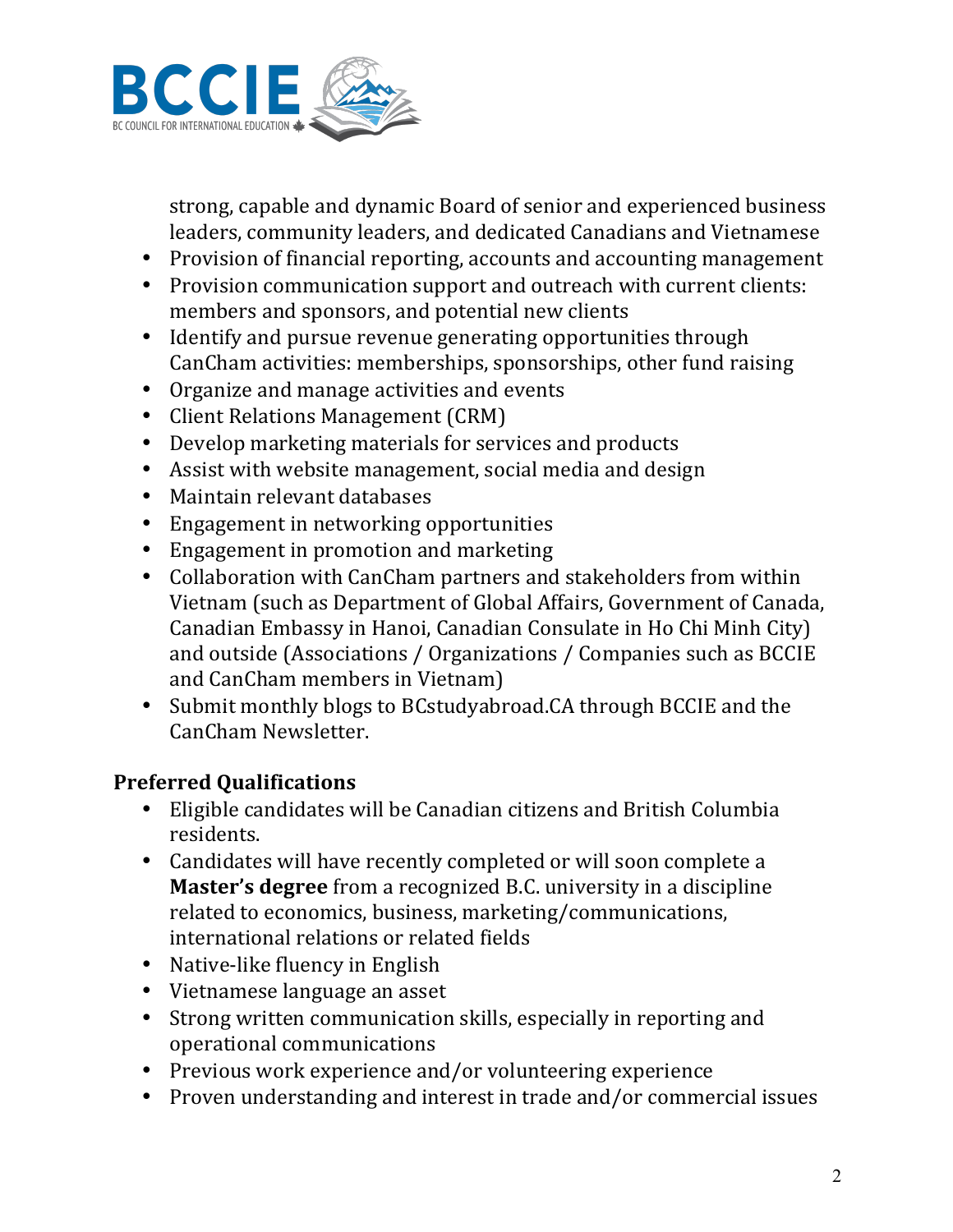strong, capable and dynamic Board of senior and experienced business leaders, community leaders, and dedicated Canadians and Vietnamese

- Provision of financial reporting, accounts and accounting management
- Provision communication support and outreach with current clients: members and sponsors, and potential new clients
- Identify and pursue revenue generating opportunities through CanCham activities: memberships, sponsorships, other fund raising
- Organize and manage activities and events
- Client Relations Management (CRM)
- Develop marketing materials for services and products
- Assist with website management, social media and design
- Maintain relevant databases
- Engagement in networking opportunities
- Engagement in promotion and marketing
- Collaboration with CanCham partners and stakeholders from within Vietnam (such as Department of Global Affairs, Government of Canada, Canadian Embassy in Hanoi, Canadian Consulate in Ho Chi Minh City) and outside (Associations / Organizations / Companies such as BCCIE and CanCham members in Vietnam)
- Submit monthly blogs to BCstudyabroad.CA through BCCIE and the CanCham Newsletter.

### Preferred Qualifications

- Eligible candidates will be Canadian citizens and British Columbia residents.
- Candidates will have recently completed or will soon complete a **Master's degree** from a recognized B.C. university in a discipline related to economics, business, marketing/communications, international relations or related fields
- Native-like fluency in English
- Vietnamese language an asset
- Strong written communication skills, especially in reporting and operational communications
- Previous work experience and/or volunteering experience
- Proven understanding and interest in trade and/or commercial issues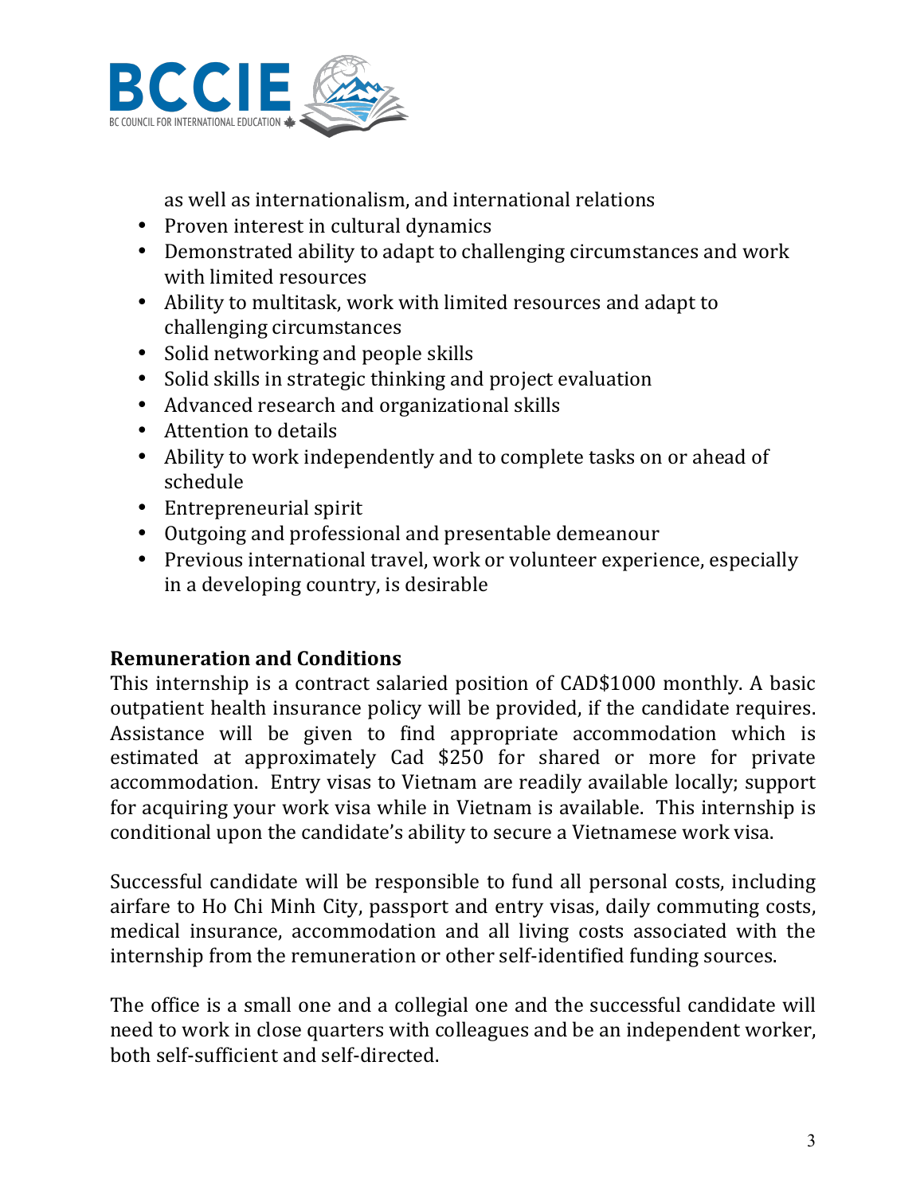as well as internationalism, and international relations

- Proven interest in cultural dynamics
- Demonstrated ability to adapt to challenging circumstances and work with limited resources
- Ability to multitask, work with limited resources and adapt to challenging circumstances
- Solid networking and people skills
- Solid skills in strategic thinking and project evaluation
- Advanced research and organizational skills
- Attention to details
- Ability to work independently and to complete tasks on or ahead of schedule
- Entrepreneurial spirit
- Outgoing and professional and presentable demeanour
- Previous international travel, work or volunteer experience, especially in a developing country, is desirable

**Remuneration and Conditions**

This internship is a contract salaried position of CAD$1000 monthly. A basic outpatient health insurance policy will be provided, if the candidate requires. Assistance will be given to find appropriate accommodation which is estimated at approximately Cad $250 for shared or more for private accommodation. Entry visas to Vietnam are readily available locally; support for acquiring your work visa while in Vietnam is available. This internship is conditional upon the candidate's ability to secure a Vietnamese work visa.

Successful candidate will be responsible to fund all personal costs, including airfare to Ho Chi Minh City, passport and entry visas, daily commuting costs, medical insurance, accommodation and all living costs associated with the internship from the remuneration or other self-identified funding sources.

The office is a small one and a collegial one and the successful candidate will need to work in close quarters with colleagues and be an independent worker, both self-sufficient and self-directed.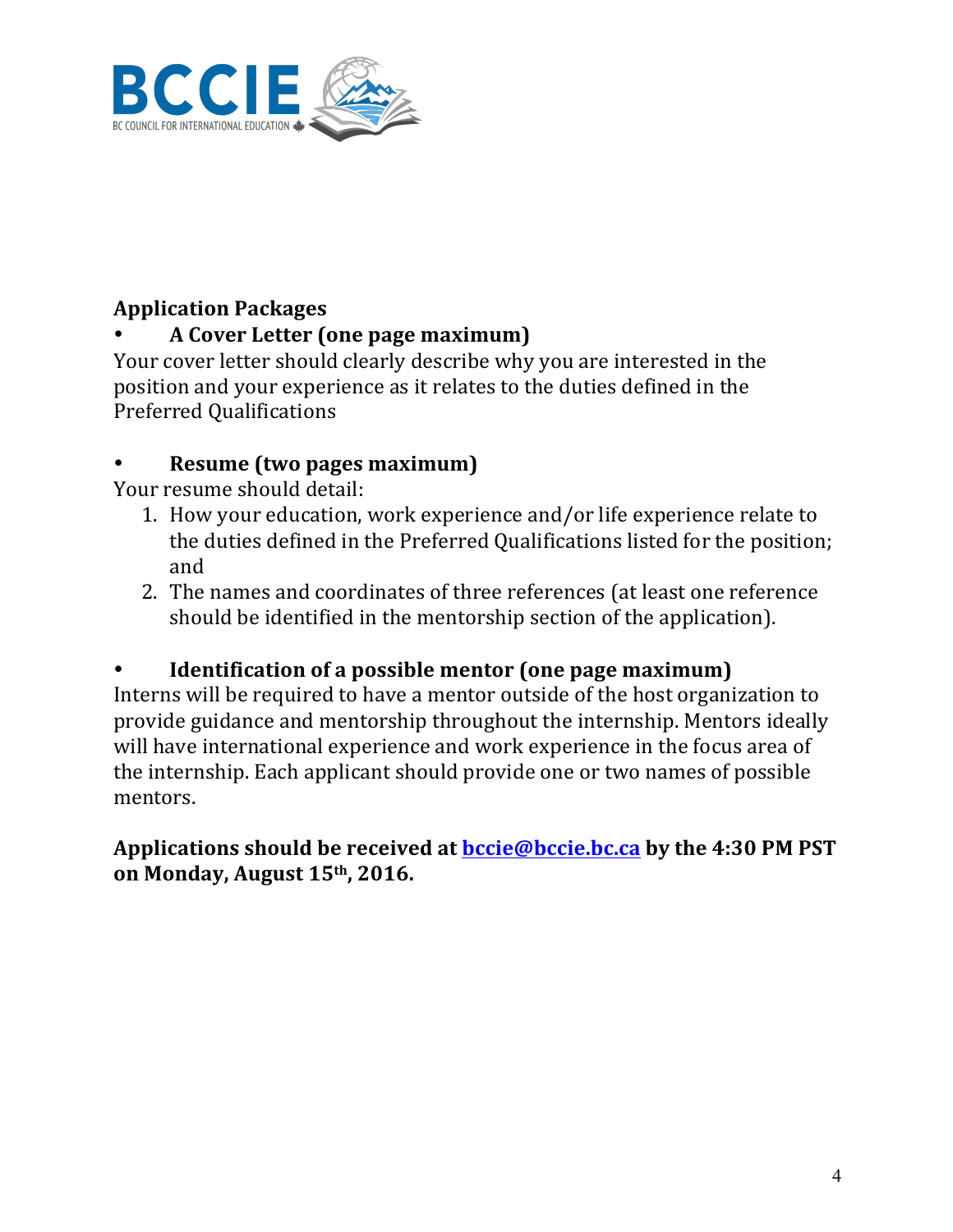**Application Packages**

- **A Cover Letter (one page maximum)**

Your cover letter should clearly describe why you are interested in the position and your experience as it relates to the duties defined in the Preferred Qualifications

- **Resume (two pages maximum)**

Your resume should detail:

1. How your education, work experience and/or life experience relate to the duties defined in the Preferred Qualifications listed for the position; and
2. The names and coordinates of three references (at least one reference should be identified in the mentorship section of the application).

- **Identification of a possible mentor (one page maximum)**

Interns will be required to have a mentor outside of the host organization to provide guidance and mentorship throughout the internship. Mentors ideally will have international experience and work experience in the focus area of the internship. Each applicant should provide one or two names of possible mentors.

**Applications should be received at [bccie@bccie.bc.ca](mailto:bccie@bccie.bc.ca) by the 4:30 PM PST on Monday, August 15th, 2016.**